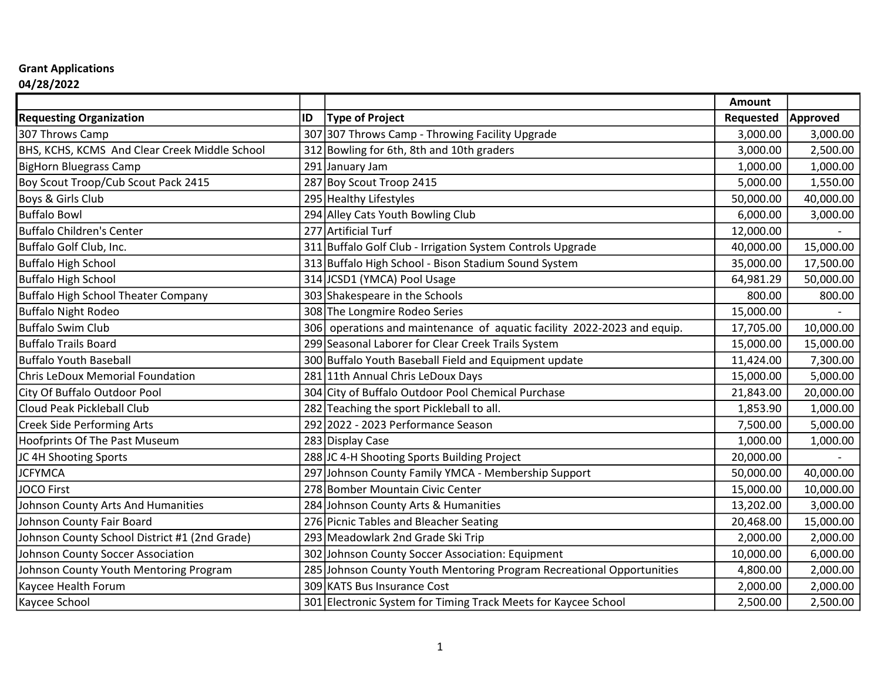**Grant Applications**
**04/28/2022**

| Requesting Organization | ID | Type of Project | Amount Requested | Approved |
|---|---|---|---|---|
| 307 Throws Camp | 307 | 307 Throws Camp - Throwing Facility Upgrade | 3,000.00 | 3,000.00 |
| BHS, KCHS, KCMS And Clear Creek Middle School | 312 | Bowling for 6th, 8th and 10th graders | 3,000.00 | 2,500.00 |
| BigHorn Bluegrass Camp | 291 | January Jam | 1,000.00 | 1,000.00 |
| Boy Scout Troop/Cub Scout Pack 2415 | 287 | Boy Scout Troop 2415 | 5,000.00 | 1,550.00 |
| Boys & Girls Club | 295 | Healthy Lifestyles | 50,000.00 | 40,000.00 |
| Buffalo Bowl | 294 | Alley Cats Youth Bowling Club | 6,000.00 | 3,000.00 |
| Buffalo Children's Center | 277 | Artificial Turf | 12,000.00 | - |
| Buffalo Golf Club, Inc. | 311 | Buffalo Golf Club - Irrigation System Controls Upgrade | 40,000.00 | 15,000.00 |
| Buffalo High School | 313 | Buffalo High School - Bison Stadium Sound System | 35,000.00 | 17,500.00 |
| Buffalo High School | 314 | JCSD1 (YMCA) Pool Usage | 64,981.29 | 50,000.00 |
| Buffalo High School Theater Company | 303 | Shakespeare in the Schools | 800.00 | 800.00 |
| Buffalo Night Rodeo | 308 | The Longmire Rodeo Series | 15,000.00 | - |
| Buffalo Swim Club | 306 | operations and maintenance of aquatic facility 2022-2023 and equip. | 17,705.00 | 10,000.00 |
| Buffalo Trails Board | 299 | Seasonal Laborer for Clear Creek Trails System | 15,000.00 | 15,000.00 |
| Buffalo Youth Baseball | 300 | Buffalo Youth Baseball Field and Equipment update | 11,424.00 | 7,300.00 |
| Chris LeDoux Memorial Foundation | 281 | 11th Annual Chris LeDoux Days | 15,000.00 | 5,000.00 |
| City Of Buffalo Outdoor Pool | 304 | City of Buffalo Outdoor Pool Chemical Purchase | 21,843.00 | 20,000.00 |
| Cloud Peak Pickleball Club | 282 | Teaching the sport Pickleball to all. | 1,853.90 | 1,000.00 |
| Creek Side Performing Arts | 292 | 2022 - 2023 Performance Season | 7,500.00 | 5,000.00 |
| Hoofprints Of The Past Museum | 283 | Display Case | 1,000.00 | 1,000.00 |
| JC 4H Shooting Sports | 288 | JC 4-H Shooting Sports Building Project | 20,000.00 | - |
| JCFYMCA | 297 | Johnson County Family YMCA - Membership Support | 50,000.00 | 40,000.00 |
| JOCO First | 278 | Bomber Mountain Civic Center | 15,000.00 | 10,000.00 |
| Johnson County Arts And Humanities | 284 | Johnson County Arts & Humanities | 13,202.00 | 3,000.00 |
| Johnson County Fair Board | 276 | Picnic Tables and Bleacher Seating | 20,468.00 | 15,000.00 |
| Johnson County School District #1 (2nd Grade) | 293 | Meadowlark 2nd Grade Ski Trip | 2,000.00 | 2,000.00 |
| Johnson County Soccer Association | 302 | Johnson County Soccer Association: Equipment | 10,000.00 | 6,000.00 |
| Johnson County Youth Mentoring Program | 285 | Johnson County Youth Mentoring Program Recreational Opportunities | 4,800.00 | 2,000.00 |
| Kaycee Health Forum | 309 | KATS Bus Insurance Cost | 2,000.00 | 2,000.00 |
| Kaycee School | 301 | Electronic System for Timing Track Meets for Kaycee School | 2,500.00 | 2,500.00 |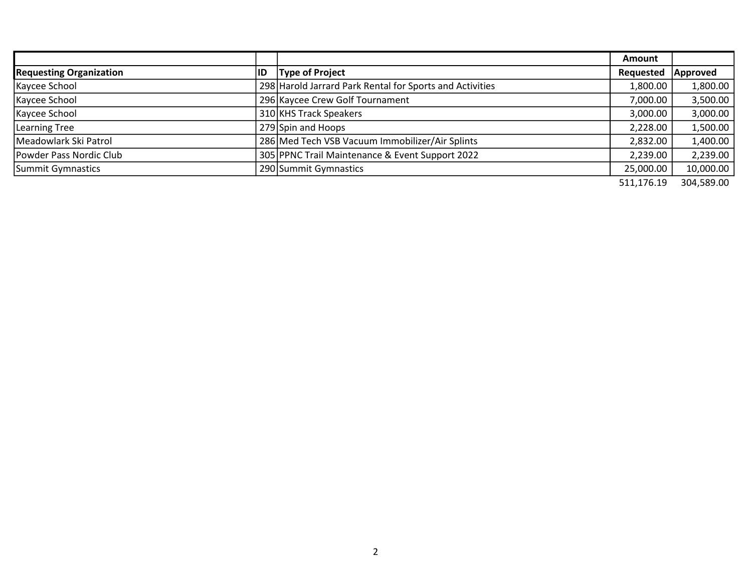| Requesting Organization | ID | Type of Project | Amount Requested | Approved |
|---|---|---|---|---|
| Kaycee School | 298 | Harold Jarrard Park Rental for Sports and Activities | 1,800.00 | 1,800.00 |
| Kaycee School | 296 | Kaycee Crew Golf Tournament | 7,000.00 | 3,500.00 |
| Kaycee School | 310 | KHS Track Speakers | 3,000.00 | 3,000.00 |
| Learning Tree | 279 | Spin and Hoops | 2,228.00 | 1,500.00 |
| Meadowlark Ski Patrol | 286 | Med Tech VSB Vacuum Immobilizer/Air Splints | 2,832.00 | 1,400.00 |
| Powder Pass Nordic Club | 305 | PPNC Trail Maintenance & Event Support 2022 | 2,239.00 | 2,239.00 |
| Summit Gymnastics | 290 | Summit Gymnastics | 25,000.00 | 10,000.00 |
| | | | 511,176.19 | 304,589.00 |